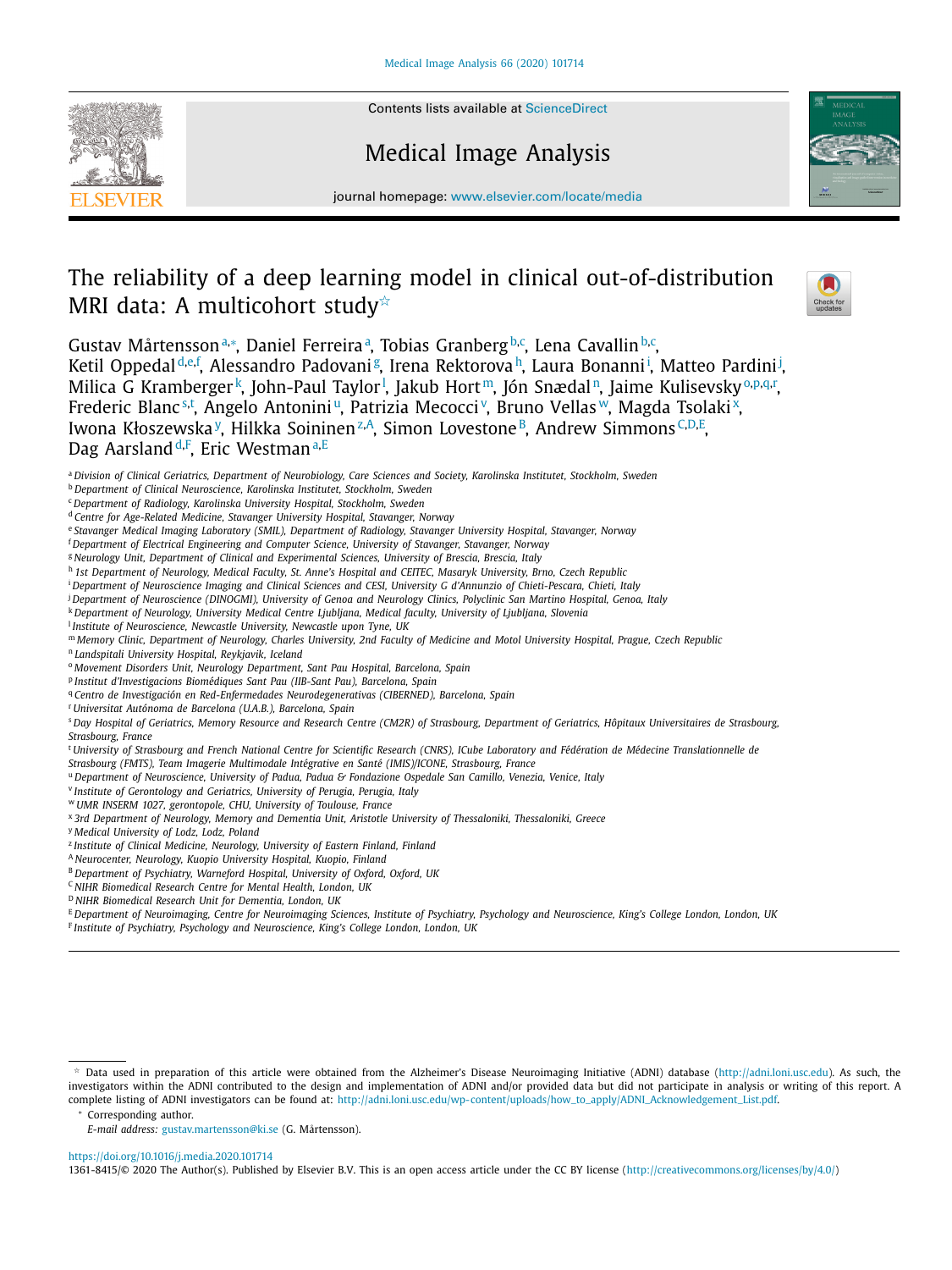Contents lists available at ScienceDirect

# Medical Image Analysis

journal homepage: www.elsevier.com/locate/media

# The reliability of a deep learning model in clinical out-of-distribution MRI data: A multicohort study[☆]

Gustav Mårtensson[a,*], Daniel Ferreira[a], Tobias Granberg[b,c], Lena Cavallin[b,c], Ketil Oppedal[d,e,f], Alessandro Padovani[g], Irena Rektorova[h], Laura Bonanni[i], Matteo Pardini[j], Milica G Kramberger[k], John-Paul Taylor[l], Jakub Hort[m], Jón Snædal[n], Jaime Kulisevsky[o,p,q,r], Frederic Blanc[s,t], Angelo Antonini[u], Patrizia Mecocci[v], Bruno Vellas[w], Magda Tsolaki[x], Iwona Kłoszewska[y], Hilkka Soininen[z,A], Simon Lovestone[B], Andrew Simmons[C,D,E], Dag Aarsland[d,F], Eric Westman[a,E]

[a] *Division of Clinical Geriatrics, Department of Neurobiology, Care Sciences and Society, Karolinska Institutet, Stockholm, Sweden*
[b] *Department of Clinical Neuroscience, Karolinska Institutet, Stockholm, Sweden*
[c] *Department of Radiology, Karolinska University Hospital, Stockholm, Sweden*
[d] *Centre for Age-Related Medicine, Stavanger University Hospital, Stavanger, Norway*
[e] *Stavanger Medical Imaging Laboratory (SMIL), Department of Radiology, Stavanger University Hospital, Stavanger, Norway*
[f] *Department of Electrical Engineering and Computer Science, University of Stavanger, Stavanger, Norway*
[g] *Neurology Unit, Department of Clinical and Experimental Sciences, University of Brescia, Brescia, Italy*
[h] *1st Department of Neurology, Medical Faculty, St. Anne's Hospital and CEITEC, Masaryk University, Brno, Czech Republic*
[i] *Department of Neuroscience Imaging and Clinical Sciences and CESI, University G d'Annunzio of Chieti-Pescara, Chieti, Italy*
[j] *Department of Neuroscience (DINOGMI), University of Genoa and Neurology Clinics, Polyclinic San Martino Hospital, Genoa, Italy*
[k] *Department of Neurology, University Medical Centre Ljubljana, Medical faculty, University of Ljubljana, Slovenia*
[l] *Institute of Neuroscience, Newcastle University, Newcastle upon Tyne, UK*
[m] *Memory Clinic, Department of Neurology, Charles University, 2nd Faculty of Medicine and Motol University Hospital, Prague, Czech Republic*
[n] *Landspitali University Hospital, Reykjavik, Iceland*
[o] *Movement Disorders Unit, Neurology Department, Sant Pau Hospital, Barcelona, Spain*
[p] *Institut d'Investigacions Biomédiques Sant Pau (IIB-Sant Pau), Barcelona, Spain*
[q] *Centro de Investigación en Red-Enfermedades Neurodegenerativas (CIBERNED), Barcelona, Spain*
[r] *Universitat Autónoma de Barcelona (U.A.B.), Barcelona, Spain*
[s] *Day Hospital of Geriatrics, Memory Resource and Research Centre (CM2R) of Strasbourg, Department of Geriatrics, Hôpitaux Universitaires de Strasbourg, Strasbourg, France*
[t] *University of Strasbourg and French National Centre for Scientific Research (CNRS), ICube Laboratory and Fédération de Médecine Translationnelle de Strasbourg (FMTS), Team Imagerie Multimodale Intégrative en Santé (IMIS)/ICONE, Strasbourg, France*
[u] *Department of Neuroscience, University of Padua, Padua & Fondazione Ospedale San Camillo, Venezia, Venice, Italy*
[v] *Institute of Gerontology and Geriatrics, University of Perugia, Perugia, Italy*
[w] *UMR INSERM 1027, gerontopole, CHU, University of Toulouse, France*
[x] *3rd Department of Neurology, Memory and Dementia Unit, Aristotle University of Thessaloniki, Thessaloniki, Greece*
[y] *Medical University of Lodz, Lodz, Poland*
[z] *Institute of Clinical Medicine, Neurology, University of Eastern Finland, Finland*
[A] *Neurocenter, Neurology, Kuopio University Hospital, Kuopio, Finland*
[B] *Department of Psychiatry, Warneford Hospital, University of Oxford, Oxford, UK*
[C] *NIHR Biomedical Research Centre for Mental Health, London, UK*
[D] *NIHR Biomedical Research Unit for Dementia, London, UK*
[E] *Department of Neuroimaging, Centre for Neuroimaging Sciences, Institute of Psychiatry, Psychology and Neuroscience, King's College London, London, UK*
[F] *Institute of Psychiatry, Psychology and Neuroscience, King's College London, London, UK*

---

[☆] Data used in preparation of this article were obtained from the Alzheimer's Disease Neuroimaging Initiative (ADNI) database (http://adni.loni.usc.edu). As such, the investigators within the ADNI contributed to the design and implementation of ADNI and/or provided data but did not participate in analysis or writing of this report. A complete listing of ADNI investigators can be found at: http://adni.loni.usc.edu/wp-content/uploads/how_to_apply/ADNI_Acknowledgement_List.pdf.

[*] Corresponding author.
*E-mail address:* gustav.martensson@ki.se (G. Mårtensson).

https://doi.org/10.1016/j.media.2020.101714
1361-8415/© 2020 The Author(s). Published by Elsevier B.V. This is an open access article under the CC BY license (http://creativecommons.org/licenses/by/4.0/)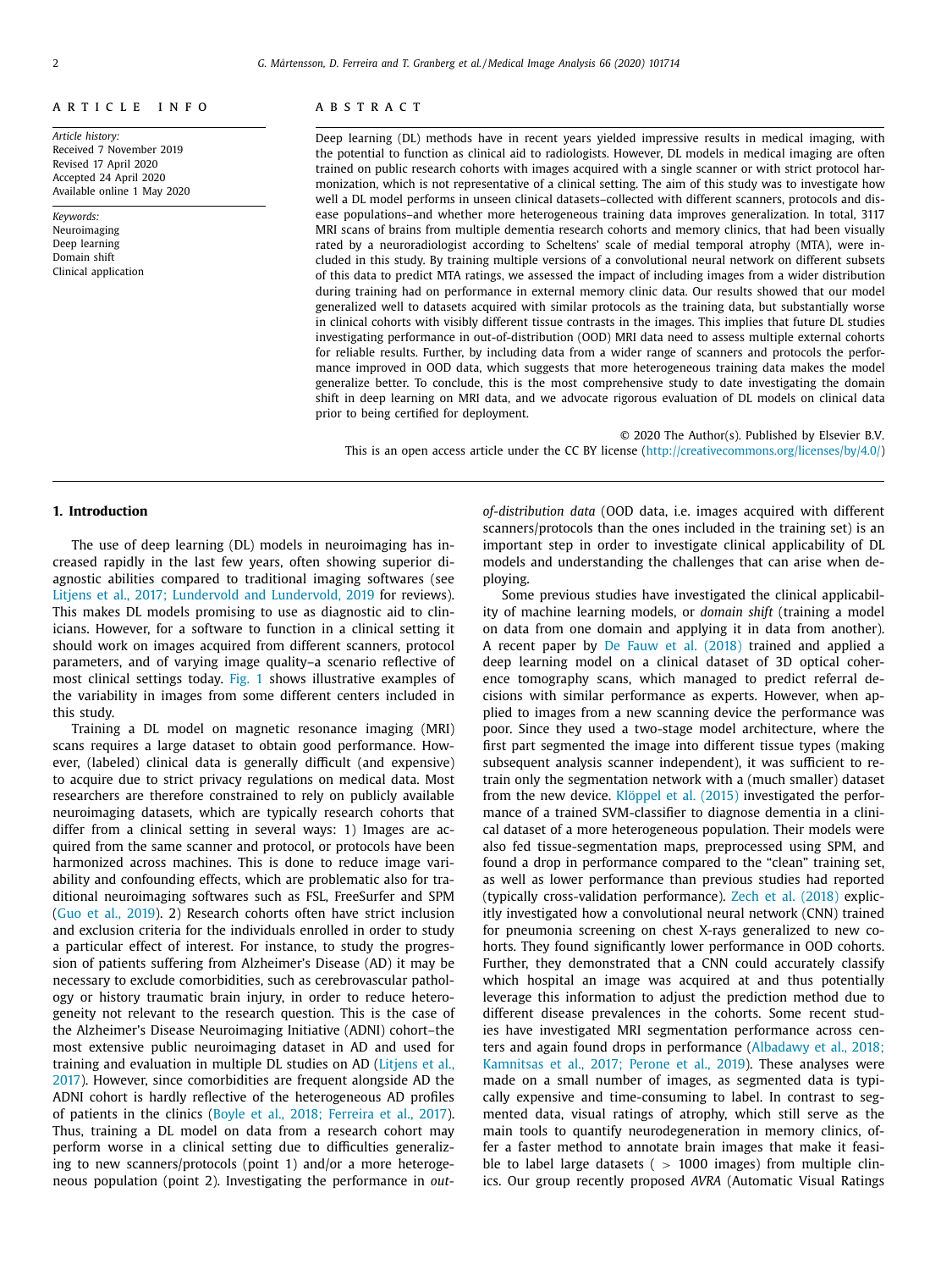A R T I C L E   I N F O

*Article history:*
Received 7 November 2019
Revised 17 April 2020
Accepted 24 April 2020
Available online 1 May 2020

*Keywords:*
Neuroimaging
Deep learning
Domain shift
Clinical application

A B S T R A C T

Deep learning (DL) methods have in recent years yielded impressive results in medical imaging, with the potential to function as clinical aid to radiologists. However, DL models in medical imaging are often trained on public research cohorts with images acquired with a single scanner or with strict protocol harmonization, which is not representative of a clinical setting. The aim of this study was to investigate how well a DL model performs in unseen clinical datasets–collected with different scanners, protocols and disease populations–and whether more heterogeneous training data improves generalization. In total, 3117 MRI scans of brains from multiple dementia research cohorts and memory clinics, that had been visually rated by a neuroradiologist according to Scheltens' scale of medial temporal atrophy (MTA), were included in this study. By training multiple versions of a convolutional neural network on different subsets of this data to predict MTA ratings, we assessed the impact of including images from a wider distribution during training had on performance in external memory clinic data. Our results showed that our model generalized well to datasets acquired with similar protocols as the training data, but substantially worse in clinical cohorts with visibly different tissue contrasts in the images. This implies that future DL studies investigating performance in out-of-distribution (OOD) MRI data need to assess multiple external cohorts for reliable results. Further, by including data from a wider range of scanners and protocols the performance improved in OOD data, which suggests that more heterogeneous training data makes the model generalize better. To conclude, this is the most comprehensive study to date investigating the domain shift in deep learning on MRI data, and we advocate rigorous evaluation of DL models on clinical data prior to being certified for deployment.

© 2020 The Author(s). Published by Elsevier B.V.
This is an open access article under the CC BY license (http://creativecommons.org/licenses/by/4.0/)

## 1. Introduction

The use of deep learning (DL) models in neuroimaging has increased rapidly in the last few years, often showing superior diagnostic abilities compared to traditional imaging softwares (see Litjens et al., 2017; Lundervold and Lundervold, 2019 for reviews). This makes DL models promising to use as diagnostic aid to clinicians. However, for a software to function in a clinical setting it should work on images acquired from different scanners, protocol parameters, and of varying image quality–a scenario reflective of most clinical settings today. Fig. 1 shows illustrative examples of the variability in images from some different centers included in this study.

Training a DL model on magnetic resonance imaging (MRI) scans requires a large dataset to obtain good performance. However, (labeled) clinical data is generally difficult (and expensive) to acquire due to strict privacy regulations on medical data. Most researchers are therefore constrained to rely on publicly available neuroimaging datasets, which are typically research cohorts that differ from a clinical setting in several ways: 1) Images are acquired from the same scanner and protocol, or protocols have been harmonized across machines. This is done to reduce image variability and confounding effects, which are problematic also for traditional neuroimaging softwares such as FSL, FreeSurfer and SPM (Guo et al., 2019). 2) Research cohorts often have strict inclusion and exclusion criteria for the individuals enrolled in order to study a particular effect of interest. For instance, to study the progression of patients suffering from Alzheimer's Disease (AD) it may be necessary to exclude comorbidities, such as cerebrovascular pathology or history traumatic brain injury, in order to reduce heterogeneity not relevant to the research question. This is the case of the Alzheimer's Disease Neuroimaging Initiative (ADNI) cohort–the most extensive public neuroimaging dataset in AD and used for training and evaluation in multiple DL studies on AD (Litjens et al., 2017). However, since comorbidities are frequent alongside AD the ADNI cohort is hardly reflective of the heterogeneous AD profiles of patients in the clinics (Boyle et al., 2018; Ferreira et al., 2017). Thus, training a DL model on data from a research cohort may perform worse in a clinical setting due to difficulties generalizing to new scanners/protocols (point 1) and/or a more heterogeneous population (point 2). Investigating the performance in *out-of-distribution data* (OOD data, i.e. images acquired with different scanners/protocols than the ones included in the training set) is an important step in order to investigate clinical applicability of DL models and understanding the challenges that can arise when deploying.

Some previous studies have investigated the clinical applicability of machine learning models, or *domain shift* (training a model on data from one domain and applying it in data from another). A recent paper by De Fauw et al. (2018) trained and applied a deep learning model on a clinical dataset of 3D optical coherence tomography scans, which managed to predict referral decisions with similar performance as experts. However, when applied to images from a new scanning device the performance was poor. Since they used a two-stage model architecture, where the first part segmented the image into different tissue types (making subsequent analysis scanner independent), it was sufficient to retrain only the segmentation network with a (much smaller) dataset from the new device. Klöppel et al. (2015) investigated the performance of a trained SVM-classifier to diagnose dementia in a clinical dataset of a more heterogeneous population. Their models were also fed tissue-segmentation maps, preprocessed using SPM, and found a drop in performance compared to the "clean" training set, as well as lower performance than previous studies had reported (typically cross-validation performance). Zech et al. (2018) explicitly investigated how a convolutional neural network (CNN) trained for pneumonia screening on chest X-rays generalized to new cohorts. They found significantly lower performance in OOD cohorts. Further, they demonstrated that a CNN could accurately classify which hospital an image was acquired at and thus potentially leverage this information to adjust the prediction method due to different disease prevalences in the cohorts. Some recent studies have investigated MRI segmentation performance across centers and again found drops in performance (Albadawy et al., 2018; Kamnitsas et al., 2017; Perone et al., 2019). These analyses were made on a small number of images, as segmented data is typically expensive and time-consuming to label. In contrast to segmented data, visual ratings of atrophy, which still serve as the main tools to quantify neurodegeneration in memory clinics, offer a faster method to annotate brain images that make it feasible to label large datasets ( $>$ 1000 images) from multiple clinics. Our group recently proposed *AVRA* (Automatic Visual Ratings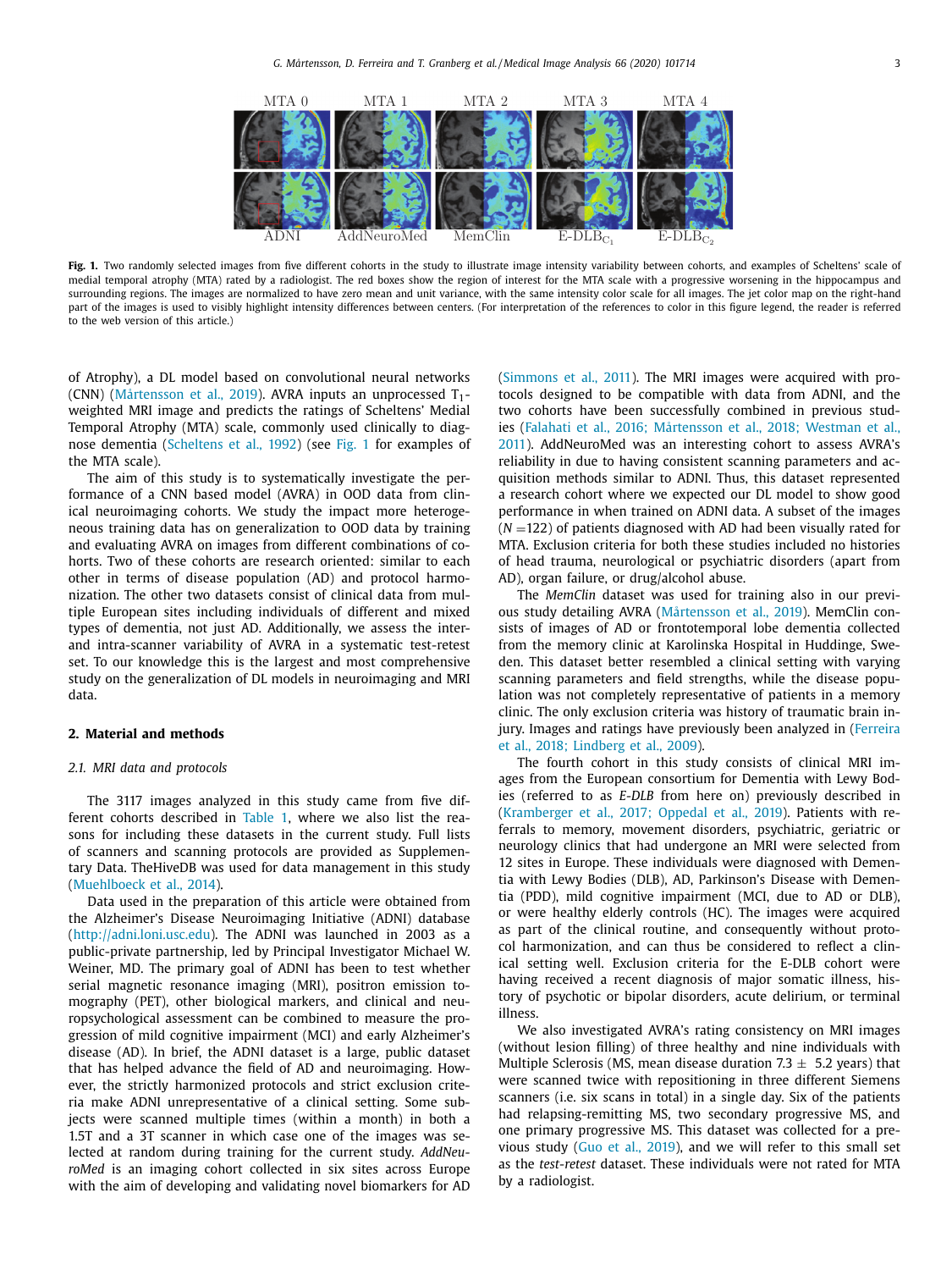**Fig. 1.** Two randomly selected images from five different cohorts in the study to illustrate image intensity variability between cohorts, and examples of Scheltens' scale of medial temporal atrophy (MTA) rated by a radiologist. The red boxes show the region of interest for the MTA scale with a progressive worsening in the hippocampus and surrounding regions. The images are normalized to have zero mean and unit variance, with the same intensity color scale for all images. The jet color map on the right-hand part of the images is used to visibly highlight intensity differences between centers. (For interpretation of the references to color in this figure legend, the reader is referred to the web version of this article.)

of Atrophy), a DL model based on convolutional neural networks (CNN) (Mårtensson et al., 2019). AVRA inputs an unprocessed $T_1$-weighted MRI image and predicts the ratings of Scheltens' Medial Temporal Atrophy (MTA) scale, commonly used clinically to diagnose dementia (Scheltens et al., 1992) (see Fig. 1 for examples of the MTA scale).

The aim of this study is to systematically investigate the performance of a CNN based model (AVRA) in OOD data from clinical neuroimaging cohorts. We study the impact more heterogeneous training data has on generalization to OOD data by training and evaluating AVRA on images from different combinations of cohorts. Two of these cohorts are research oriented: similar to each other in terms of disease population (AD) and protocol harmonization. The other two datasets consist of clinical data from multiple European sites including individuals of different and mixed types of dementia, not just AD. Additionally, we assess the inter- and intra-scanner variability of AVRA in a systematic test-retest set. To our knowledge this is the largest and most comprehensive study on the generalization of DL models in neuroimaging and MRI data.

## 2. Material and methods

### 2.1. MRI data and protocols

The 3117 images analyzed in this study came from five different cohorts described in Table 1, where we also list the reasons for including these datasets in the current study. Full lists of scanners and scanning protocols are provided as Supplementary Data. TheHiveDB was used for data management in this study (Muehlboeck et al., 2014).

Data used in the preparation of this article were obtained from the Alzheimer's Disease Neuroimaging Initiative (ADNI) database (http://adni.loni.usc.edu). The ADNI was launched in 2003 as a public-private partnership, led by Principal Investigator Michael W. Weiner, MD. The primary goal of ADNI has been to test whether serial magnetic resonance imaging (MRI), positron emission tomography (PET), other biological markers, and clinical and neuropsychological assessment can be combined to measure the progression of mild cognitive impairment (MCI) and early Alzheimer's disease (AD). In brief, the ADNI dataset is a large, public dataset that has helped advance the field of AD and neuroimaging. However, the strictly harmonized protocols and strict exclusion criteria make ADNI unrepresentative of a clinical setting. Some subjects were scanned multiple times (within a month) in both a 1.5T and a 3T scanner in which case one of the images was selected at random during training for the current study. *AddNeuroMed* is an imaging cohort collected in six sites across Europe with the aim of developing and validating novel biomarkers for AD (Simmons et al., 2011). The MRI images were acquired with protocols designed to be compatible with data from ADNI, and the two cohorts have been successfully combined in previous studies (Falahati et al., 2016; Mårtensson et al., 2018; Westman et al., 2011). AddNeuroMed was an interesting cohort to assess AVRA's reliability in due to having consistent scanning parameters and acquisition methods similar to ADNI. Thus, this dataset represented a research cohort where we expected our DL model to show good performance in when trained on ADNI data. A subset of the images ($N$ =122) of patients diagnosed with AD had been visually rated for MTA. Exclusion criteria for both these studies included no histories of head trauma, neurological or psychiatric disorders (apart from AD), organ failure, or drug/alcohol abuse.

The *MemClin* dataset was used for training also in our previous study detailing AVRA (Mårtensson et al., 2019). MemClin consists of images of AD or frontotemporal lobe dementia collected from the memory clinic at Karolinska Hospital in Huddinge, Sweden. This dataset better resembled a clinical setting with varying scanning parameters and field strengths, while the disease population was not completely representative of patients in a memory clinic. The only exclusion criteria was history of traumatic brain injury. Images and ratings have previously been analyzed in (Ferreira et al., 2018; Lindberg et al., 2009).

The fourth cohort in this study consists of clinical MRI images from the European consortium for Dementia with Lewy Bodies (referred to as *E-DLB* from here on) previously described in (Kramberger et al., 2017; Oppedal et al., 2019). Patients with referrals to memory, movement disorders, psychiatric, geriatric or neurology clinics that had undergone an MRI were selected from 12 sites in Europe. These individuals were diagnosed with Dementia with Lewy Bodies (DLB), AD, Parkinson's Disease with Dementia (PDD), mild cognitive impairment (MCI, due to AD or DLB), or were healthy elderly controls (HC). The images were acquired as part of the clinical routine, and consequently without protocol harmonization, and can thus be considered to reflect a clinical setting well. Exclusion criteria for the E-DLB cohort were having received a recent diagnosis of major somatic illness, history of psychotic or bipolar disorders, acute delirium, or terminal illness.

We also investigated AVRA's rating consistency on MRI images (without lesion filling) of three healthy and nine individuals with Multiple Sclerosis (MS, mean disease duration 7.3 ± 5.2 years) that were scanned twice with repositioning in three different Siemens scanners (i.e. six scans in total) in a single day. Six of the patients had relapsing-remitting MS, two secondary progressive MS, and one primary progressive MS. This dataset was collected for a previous study (Guo et al., 2019), and we will refer to this small set as the *test-retest* dataset. These individuals were not rated for MTA by a radiologist.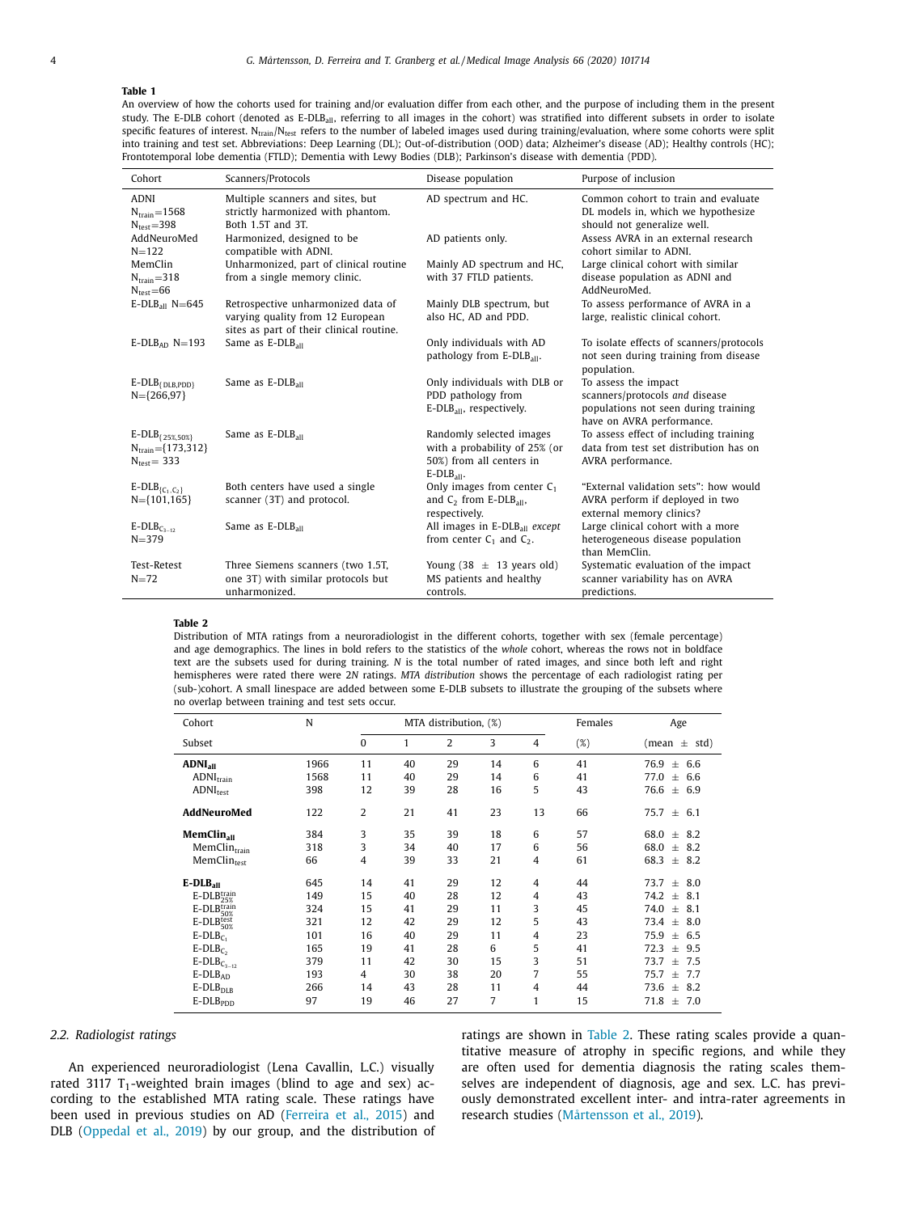**Table 1**

An overview of how the cohorts used for training and/or evaluation differ from each other, and the purpose of including them in the present study. The E-DLB cohort (denoted as E-DLB$_{all}$, referring to all images in the cohort) was stratified into different subsets in order to isolate specific features of interest. $N_{train}$/$N_{test}$ refers to the number of labeled images used during training/evaluation, where some cohorts were split into training and test set. Abbreviations: Deep Learning (DL); Out-of-distribution (OOD) data; Alzheimer's disease (AD); Healthy controls (HC); Frontotemporal lobe dementia (FTLD); Dementia with Lewy Bodies (DLB); Parkinson's disease with dementia (PDD).

| Cohort | Scanners/Protocols | Disease population | Purpose of inclusion |
|---|---|---|---|
| ADNI $N_{train}$=1568 $N_{test}$=398 | Multiple scanners and sites, but strictly harmonized with phantom. Both 1.5T and 3T. | AD spectrum and HC. | Common cohort to train and evaluate DL models in, which we hypothesize should not generalize well. |
| AddNeuroMed N=122 | Harmonized, designed to be compatible with ADNI. | AD patients only. | Assess AVRA in an external research cohort similar to ADNI. |
| MemClin $N_{train}$=318 $N_{test}$=66 | Unharmonized, part of clinical routine from a single memory clinic. | Mainly AD spectrum and HC, with 37 FTLD patients. | Large clinical cohort with similar disease population as ADNI and AddNeuroMed. |
| E-DLB$_{all}$ N=645 | Retrospective unharmonized data of varying quality from 12 European sites as part of their clinical routine. | Mainly DLB spectrum, but also HC, AD and PDD. | To assess performance of AVRA in a large, realistic clinical cohort. |
| E-DLB$_{AD}$ N=193 | Same as E-DLB$_{all}$ | Only individuals with AD pathology from E-DLB$_{all}$. | To isolate effects of scanners/protocols not seen during training from disease population. |
| E-DLB$_{\{DLB,PDD\}}$ N={266,97} | Same as E-DLB$_{all}$ | Only individuals with DLB or PDD pathology from E-DLB$_{all}$, respectively. | To assess the impact scanners/protocols *and* disease populations not seen during training have on AVRA performance. |
| E-DLB$_{\{25\%,50\%\}}$ $N_{train}$={173,312} $N_{test}$= 333 | Same as E-DLB$_{all}$ | Randomly selected images with a probability of 25% (or 50%) from all centers in E-DLB$_{all}$. | To assess effect of including training data from test set distribution has on AVRA performance. |
| E-DLB$_{\{C_1,C_2\}}$ N={101,165} | Both centers have used a single scanner (3T) and protocol. | Only images from center $C_1$ and $C_2$ from E-DLB$_{all}$, respectively. | "External validation sets": how would AVRA perform if deployed in two external memory clinics? |
| E-DLB$_{C_{3-12}}$ N=379 | Same as E-DLB$_{all}$ | All images in E-DLB$_{all}$ *except* from center $C_1$ and $C_2$. | Large clinical cohort with a more heterogeneous disease population than MemClin. |
| Test-Retest N=72 | Three Siemens scanners (two 1.5T, one 3T) with similar protocols but unharmonized. | Young (38 ± 13 years old) MS patients and healthy controls. | Systematic evaluation of the impact scanner variability has on AVRA predictions. |

**Table 2**

Distribution of MTA ratings from a neuroradiologist in the different cohorts, together with sex (female percentage) and age demographics. The lines in bold refers to the statistics of the *whole* cohort, whereas the rows not in boldface text are the subsets used for during training. *N* is the total number of rated images, and since both left and right hemispheres were rated there were 2*N* ratings. *MTA distribution* shows the percentage of each radiologist rating per (sub-)cohort. A small linespace are added between some E-DLB subsets to illustrate the grouping of the subsets where no overlap between training and test sets occur.

| Cohort | N | MTA distribution, (%) | | | | | Females | Age |
|---|---|---|---|---|---|---|---|---|
| Subset | | 0 | 1 | 2 | 3 | 4 | (%) | (mean ± std) |
| **ADNI$_{all}$** | 1966 | 11 | 40 | 29 | 14 | 6 | 41 | 76.9 ± 6.6 |
| ADNI$_{train}$ | 1568 | 11 | 40 | 29 | 14 | 6 | 41 | 77.0 ± 6.6 |
| ADNI$_{test}$ | 398 | 12 | 39 | 28 | 16 | 5 | 43 | 76.6 ± 6.9 |
| **AddNeuroMed** | 122 | 2 | 21 | 41 | 23 | 13 | 66 | 75.7 ± 6.1 |
| **MemClin$_{all}$** | 384 | 3 | 35 | 39 | 18 | 6 | 57 | 68.0 ± 8.2 |
| MemClin$_{train}$ | 318 | 3 | 34 | 40 | 17 | 6 | 56 | 68.0 ± 8.2 |
| MemClin$_{test}$ | 66 | 4 | 39 | 33 | 21 | 4 | 61 | 68.3 ± 8.2 |
| **E-DLB$_{all}$** | 645 | 14 | 41 | 29 | 12 | 4 | 44 | 73.7 ± 8.0 |
| E-DLB$^{train}_{25\%}$ | 149 | 15 | 40 | 28 | 12 | 4 | 43 | 74.2 ± 8.1 |
| E-DLB$^{train}_{50\%}$ | 324 | 15 | 41 | 29 | 11 | 3 | 45 | 74.0 ± 8.1 |
| E-DLB$^{test}_{50\%}$ | 321 | 12 | 42 | 29 | 12 | 5 | 43 | 73.4 ± 8.0 |
| E-DLB$_{C_1}$ | 101 | 16 | 40 | 29 | 11 | 4 | 23 | 75.9 ± 6.5 |
| E-DLB$_{C_2}$ | 165 | 19 | 41 | 28 | 6 | 5 | 41 | 72.3 ± 9.5 |
| E-DLB$_{C_{3-12}}$ | 379 | 11 | 42 | 30 | 15 | 3 | 51 | 73.7 ± 7.5 |
| E-DLB$_{AD}$ | 193 | 4 | 30 | 38 | 20 | 7 | 55 | 75.7 ± 7.7 |
| E-DLB$_{DLB}$ | 266 | 14 | 43 | 28 | 11 | 4 | 44 | 73.6 ± 8.2 |
| E-DLB$_{PDD}$ | 97 | 19 | 46 | 27 | 7 | 1 | 15 | 71.8 ± 7.0 |

### 2.2. Radiologist ratings

An experienced neuroradiologist (Lena Cavallin, L.C.) visually rated 3117 $T_1$-weighted brain images (blind to age and sex) according to the established MTA rating scale. These ratings have been used in previous studies on AD (Ferreira et al., 2015) and DLB (Oppedal et al., 2019) by our group, and the distribution of ratings are shown in Table 2. These rating scales provide a quantitative measure of atrophy in specific regions, and while they are often used for dementia diagnosis the rating scales themselves are independent of diagnosis, age and sex. L.C. has previously demonstrated excellent inter- and intra-rater agreements in research studies (Mårtensson et al., 2019).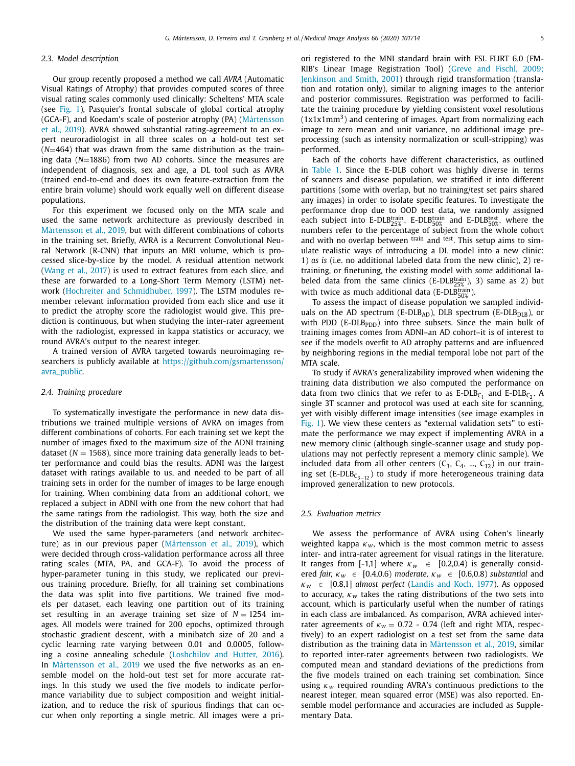### 2.3. Model description

Our group recently proposed a method we call *AVRA* (Automatic Visual Ratings of Atrophy) that provides computed scores of three visual rating scales commonly used clinically: Scheltens' MTA scale (see Fig. 1), Pasquier's frontal subscale of global cortical atrophy (GCA-F), and Koedam's scale of posterior atrophy (PA) (Mårtensson et al., 2019). AVRA showed substantial rating-agreement to an expert neuroradiologist in all three scales on a hold-out test set ($N$=464) that was drawn from the same distribution as the training data ($N$=1886) from two AD cohorts. Since the measures are independent of diagnosis, sex and age, a DL tool such as AVRA (trained end-to-end and does its own feature-extraction from the entire brain volume) should work equally well on different disease populations.

For this experiment we focused only on the MTA scale and used the same network architecture as previously described in Mårtensson et al., 2019, but with different combinations of cohorts in the training set. Briefly, AVRA is a Recurrent Convolutional Neural Network (R-CNN) that inputs an MRI volume, which is processed slice-by-slice by the model. A residual attention network (Wang et al., 2017) is used to extract features from each slice, and these are forwarded to a Long-Short Term Memory (LSTM) network (Hochreiter and Schmidhuber, 1997). The LSTM modules remember relevant information provided from each slice and use it to predict the atrophy score the radiologist would give. This prediction is continuous, but when studying the inter-rater agreement with the radiologist, expressed in kappa statistics or accuracy, we round AVRA's output to the nearest integer.

A trained version of AVRA targeted towards neuroimaging researchers is publicly available at https://github.com/gsmartensson/avra_public.

### 2.4. Training procedure

To systematically investigate the performance in new data distributions we trained multiple versions of AVRA on images from different combinations of cohorts. For each training set we kept the number of images fixed to the maximum size of the ADNI training dataset ($N = 1568$), since more training data generally leads to better performance and could bias the results. ADNI was the largest dataset with ratings available to us, and needed to be part of all training sets in order for the number of images to be large enough for training. When combining data from an additional cohort, we replaced a subject in ADNI with one from the new cohort that had the same ratings from the radiologist. This way, both the size and the distribution of the training data were kept constant.

We used the same hyper-parameters (and network architecture) as in our previous paper (Mårtensson et al., 2019), which were decided through cross-validation performance across all three rating scales (MTA, PA, and GCA-F). To avoid the process of hyper-parameter tuning in this study, we replicated our previous training procedure. Briefly, for all training set combinations the data was split into five partitions. We trained five models per dataset, each leaving one partition out of its training set resulting in an average training set size of $N = 1254$ images. All models were trained for 200 epochs, optimized through stochastic gradient descent, with a minibatch size of 20 and a cyclic learning rate varying between 0.01 and 0.0005, following a cosine annealing schedule (Loshchilov and Hutter, 2016). In Mårtensson et al., 2019 we used the five networks as an ensemble model on the hold-out test set for more accurate ratings. In this study we used the five models to indicate performance variability due to subject composition and weight initialization, and to reduce the risk of spurious findings that can occur when only reporting a single metric. All images were a priori registered to the MNI standard brain with FSL FLIRT 6.0 (FMRIB's Linear Image Registration Tool) (Greve and Fischl, 2009; Jenkinson and Smith, 2001) through rigid transformation (translation and rotation only), similar to aligning images to the anterior and posterior commissures. Registration was performed to facilitate the training procedure by yielding consistent voxel resolutions (1x1x1mm$^3$) and centering of images. Apart from normalizing each image to zero mean and unit variance, no additional image preprocessing (such as intensity normalization or scull-stripping) was performed.

Each of the cohorts have different characteristics, as outlined in Table 1. Since the E-DLB cohort was highly diverse in terms of scanners and disease population, we stratified it into different partitions (some with overlap, but no training/test set pairs shared any images) in order to isolate specific features. To investigate the performance drop due to OOD test data, we randomly assigned each subject into E-DLB$^{\text{train}}_{25\%}$, E-DLB$^{\text{train}}_{50\%}$ and E-DLB$^{\text{test}}_{50\%}$, where the numbers refer to the percentage of subject from the whole cohort and with no overlap between $^{\text{train}}$ and $^{\text{test}}$. This setup aims to simulate realistic ways of introducing a DL model into a new clinic: 1) *as is* (i.e. no additional labeled data from the new clinic), 2) retraining, or finetuning, the existing model with *some* additional labeled data from the same clinics (E-DLB$^{\text{train}}_{25\%}$), 3) same as 2) but with twice as much additional data (E-DLB$^{\text{train}}_{50\%}$).

To assess the impact of disease population we sampled individuals on the AD spectrum (E-DLB$_{\text{AD}}$), DLB spectrum (E-DLB$_{\text{DLB}}$), or with PDD (E-DLB$_{\text{PDD}}$) into three subsets. Since the main bulk of training images comes from ADNI–an AD cohort–it is of interest to see if the models overfit to AD atrophy patterns and are influenced by neighboring regions in the medial temporal lobe not part of the MTA scale.

To study if AVRA's generalizability improved when widening the training data distribution we also computed the performance on data from two clinics that we refer to as E-DLB$_{\text{C}_1}$ and E-DLB$_{\text{C}_2}$. A single 3T scanner and protocol was used at each site for scanning, yet with visibly different image intensities (see image examples in Fig. 1). We view these centers as "external validation sets" to estimate the performance we may expect if implementing AVRA in a new memory clinic (although single-scanner usage and study populations may not perfectly represent a memory clinic sample). We included data from all other centers (C$_3$, C$_4$, ..., C$_{12}$) in our training set (E-DLB$_{\text{C}_{3-12}}$) to study if more heterogeneous training data improved generalization to new protocols.

### 2.5. Evaluation metrics

We assess the performance of AVRA using Cohen's linearly weighted kappa $\kappa_w$, which is the most common metric to assess inter- and intra-rater agreement for visual ratings in the literature. It ranges from [-1,1] where $\kappa_w \in [0.2,0.4)$ is generally considered *fair*, $\kappa_w \in [0.4,0.6)$ *moderate*, $\kappa_w \in [0.6,0.8)$ *substantial* and $\kappa_w \in [0.8,1]$ *almost perfect* (Landis and Koch, 1977). As opposed to accuracy, $\kappa_w$ takes the rating distributions of the two sets into account, which is particularly useful when the number of ratings in each class are imbalanced. As comparison, AVRA achieved inter-rater agreements of $\kappa_w = 0.72$ - 0.74 (left and right MTA, respectively) to an expert radiologist on a test set from the same data distribution as the training data in Mårtensson et al., 2019, similar to reported inter-rater agreements between two radiologists. We computed mean and standard deviations of the predictions from the five models trained on each training set combination. Since using $\kappa_w$ required rounding AVRA's continuous predictions to the nearest integer, mean squared error (MSE) was also reported. Ensemble model performance and accuracies are included as Supplementary Data.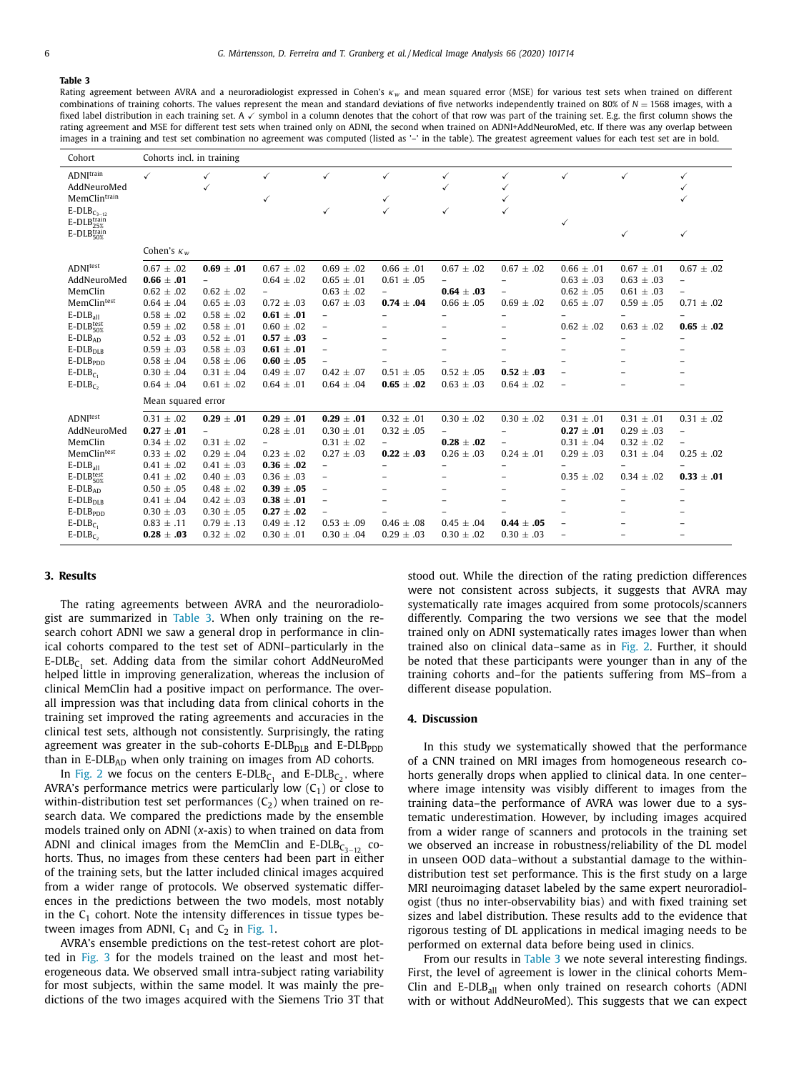**Table 3**

Rating agreement between AVRA and a neuroradiologist expressed in Cohen's $\kappa_w$ and mean squared error (MSE) for various test sets when trained on different combinations of training cohorts. The values represent the mean and standard deviations of five networks independently trained on 80% of $N = 1568$ images, with a fixed label distribution in each training set. A ✓ symbol in a column denotes that the cohort of that row was part of the training set. E.g. the first column shows the rating agreement and MSE for different test sets when trained only on ADNI, the second when trained on ADNI+AddNeuroMed, etc. If there was any overlap between images in a training and test set combination no agreement was computed (listed as '–' in the table). The greatest agreement values for each test set are in bold.

| Cohort | Cohorts incl. in training | | | | | | | | | |
|---|---|---|---|---|---|---|---|---|---|---|
| $\text{ADNI}^{\text{train}}$ | ✓ | ✓ | ✓ | ✓ | ✓ | ✓ | ✓ | ✓ | ✓ | ✓ |
| AddNeuroMed | | ✓ | | | | ✓ | ✓ | | | ✓ |
| $\text{MemClin}^{\text{train}}$ | | | ✓ | | ✓ | | ✓ | | | ✓ |
| $\text{E-DLB}_{C_{3-12}}$ | | | | ✓ | ✓ | ✓ | ✓ | | | |
| $\text{E-DLB}^{\text{train}}_{25\%}$ | | | | | | | | ✓ | | |
| $\text{E-DLB}^{\text{train}}_{50\%}$ | | | | | | | | | ✓ | ✓ |
| | Cohen's $\kappa_w$ | | | | | | | | | |
| $\text{ADNI}^{\text{test}}$ | 0.67 ± .02 | **0.69 ± .01** | 0.67 ± .02 | 0.69 ± .02 | 0.66 ± .01 | 0.67 ± .02 | 0.67 ± .02 | 0.66 ± .01 | 0.67 ± .01 | 0.67 ± .02 |
| AddNeuroMed | **0.66 ± .01** | – | 0.64 ± .02 | 0.65 ± .01 | 0.61 ± .05 | – | – | 0.63 ± .03 | 0.63 ± .03 | – |
| MemClin | 0.62 ± .02 | 0.62 ± .02 | – | 0.63 ± .02 | – | **0.64 ± .03** | – | 0.62 ± .05 | 0.61 ± .03 | – |
| $\text{MemClin}^{\text{test}}$ | 0.64 ± .04 | 0.65 ± .03 | 0.72 ± .03 | 0.67 ± .03 | **0.74 ± .04** | 0.66 ± .05 | 0.69 ± .02 | 0.65 ± .07 | 0.59 ± .05 | 0.71 ± .02 |
| $\text{E-DLB}_{\text{all}}$ | 0.58 ± .02 | 0.58 ± .02 | **0.61 ± .01** | – | – | – | – | – | – | – |
| $\text{E-DLB}^{\text{test}}_{50\%}$ | 0.59 ± .02 | 0.58 ± .01 | 0.60 ± .02 | – | – | – | – | 0.62 ± .02 | 0.63 ± .02 | **0.65 ± .02** |
| $\text{E-DLB}_{\text{AD}}$ | 0.52 ± .03 | 0.52 ± .01 | **0.57 ± .03** | – | – | – | – | – | – | – |
| $\text{E-DLB}_{\text{DLB}}$ | 0.59 ± .03 | 0.58 ± .03 | **0.61 ± .01** | – | – | – | – | – | – | – |
| $\text{E-DLB}_{\text{PDD}}$ | 0.58 ± .04 | 0.58 ± .06 | **0.60 ± .05** | – | – | – | – | – | – | – |
| $\text{E-DLB}_{C_1}$ | 0.30 ± .04 | 0.31 ± .04 | 0.49 ± .07 | 0.42 ± .07 | 0.51 ± .05 | 0.52 ± .05 | **0.52 ± .03** | – | – | – |
| $\text{E-DLB}_{C_2}$ | 0.64 ± .04 | 0.61 ± .02 | 0.64 ± .01 | 0.64 ± .04 | **0.65 ± .02** | 0.63 ± .03 | 0.64 ± .02 | – | – | – |
| | Mean squared error | | | | | | | | | |
| $\text{ADNI}^{\text{test}}$ | 0.31 ± .02 | **0.29 ± .01** | **0.29 ± .01** | **0.29 ± .01** | 0.32 ± .01 | 0.30 ± .02 | 0.30 ± .02 | 0.31 ± .01 | 0.31 ± .01 | 0.31 ± .02 |
| AddNeuroMed | **0.27 ± .01** | – | 0.28 ± .01 | 0.30 ± .01 | 0.32 ± .05 | – | – | **0.27 ± .01** | 0.29 ± .03 | – |
| MemClin | 0.34 ± .02 | 0.31 ± .02 | – | 0.31 ± .02 | – | **0.28 ± .02** | – | 0.31 ± .04 | 0.32 ± .02 | – |
| $\text{MemClin}^{\text{test}}$ | 0.33 ± .02 | 0.29 ± .04 | 0.23 ± .02 | 0.27 ± .03 | **0.22 ± .03** | 0.26 ± .03 | 0.24 ± .01 | 0.29 ± .03 | 0.31 ± .04 | 0.25 ± .02 |
| $\text{E-DLB}_{\text{all}}$ | 0.41 ± .02 | 0.41 ± .03 | **0.36 ± .02** | – | – | – | – | – | – | – |
| $\text{E-DLB}^{\text{test}}_{50\%}$ | 0.41 ± .02 | 0.40 ± .03 | 0.36 ± .03 | – | – | – | – | 0.35 ± .02 | 0.34 ± .02 | **0.33 ± .01** |
| $\text{E-DLB}_{\text{AD}}$ | 0.50 ± .05 | 0.48 ± .02 | **0.39 ± .05** | – | – | – | – | – | – | – |
| $\text{E-DLB}_{\text{DLB}}$ | 0.41 ± .04 | 0.42 ± .03 | **0.38 ± .01** | – | – | – | – | – | – | – |
| $\text{E-DLB}_{\text{PDD}}$ | 0.30 ± .03 | 0.30 ± .05 | **0.27 ± .02** | – | – | – | – | – | – | – |
| $\text{E-DLB}_{C_1}$ | 0.83 ± .11 | 0.79 ± .13 | 0.49 ± .12 | 0.53 ± .09 | 0.46 ± .08 | 0.45 ± .04 | **0.44 ± .05** | – | – | – |
| $\text{E-DLB}_{C_2}$ | **0.28 ± .03** | 0.32 ± .02 | 0.30 ± .01 | 0.30 ± .04 | 0.29 ± .03 | 0.30 ± .02 | 0.30 ± .03 | – | – | – |

## 3. Results

The rating agreements between AVRA and the neuroradiologist are summarized in Table 3. When only training on the research cohort ADNI we saw a general drop in performance in clinical cohorts compared to the test set of ADNI–particularly in the $\text{E-DLB}_{C_1}$ set. Adding data from the similar cohort AddNeuroMed helped little in improving generalization, whereas the inclusion of clinical MemClin had a positive impact on performance. The overall impression was that including data from clinical cohorts in the training set improved the rating agreements and accuracies in the clinical test sets, although not consistently. Surprisingly, the rating agreement was greater in the sub-cohorts $\text{E-DLB}_{\text{DLB}}$ and $\text{E-DLB}_{\text{PDD}}$ than in $\text{E-DLB}_{\text{AD}}$ when only training on images from AD cohorts.

In Fig. 2 we focus on the centers $\text{E-DLB}_{C_1}$ and $\text{E-DLB}_{C_2}$, where AVRA's performance metrics were particularly low ($C_1$) or close to within-distribution test set performances ($C_2$) when trained on research data. We compared the predictions made by the ensemble models trained only on ADNI (*x*-axis) to when trained on data from ADNI and clinical images from the MemClin and $\text{E-DLB}_{C_{3-12}}$ cohorts. Thus, no images from these centers had been part in either of the training sets, but the latter included clinical images acquired from a wider range of protocols. We observed systematic differences in the predictions between the two models, most notably in the $C_1$ cohort. Note the intensity differences in tissue types between images from ADNI, $C_1$ and $C_2$ in Fig. 1.

AVRA's ensemble predictions on the test-retest cohort are plotted in Fig. 3 for the models trained on the least and most heterogeneous data. We observed small intra-subject rating variability for most subjects, within the same model. It was mainly the predictions of the two images acquired with the Siemens Trio 3T that stood out. While the direction of the rating prediction differences were not consistent across subjects, it suggests that AVRA may systematically rate images acquired from some protocols/scanners differently. Comparing the two versions we see that the model trained only on ADNI systematically rates images lower than when trained also on clinical data–same as in Fig. 2. Further, it should be noted that these participants were younger than in any of the training cohorts and–for the patients suffering from MS–from a different disease population.

## 4. Discussion

In this study we systematically showed that the performance of a CNN trained on MRI images from homogeneous research cohorts generally drops when applied to clinical data. In one center–where image intensity was visibly different to images from the training data–the performance of AVRA was lower due to a systematic underestimation. However, by including images acquired from a wider range of scanners and protocols in the training set we observed an increase in robustness/reliability of the DL model in unseen OOD data–without a substantial damage to the within-distribution test set performance. This is the first study on a large MRI neuroimaging dataset labeled by the same expert neuroradiologist (thus no inter-observability bias) and with fixed training set sizes and label distribution. These results add to the evidence that rigorous testing of DL applications in medical imaging needs to be performed on external data before being used in clinics.

From our results in Table 3 we note several interesting findings. First, the level of agreement is lower in the clinical cohorts MemClin and $\text{E-DLB}_{\text{all}}$ when only trained on research cohorts (ADNI with or without AddNeuroMed). This suggests that we can expect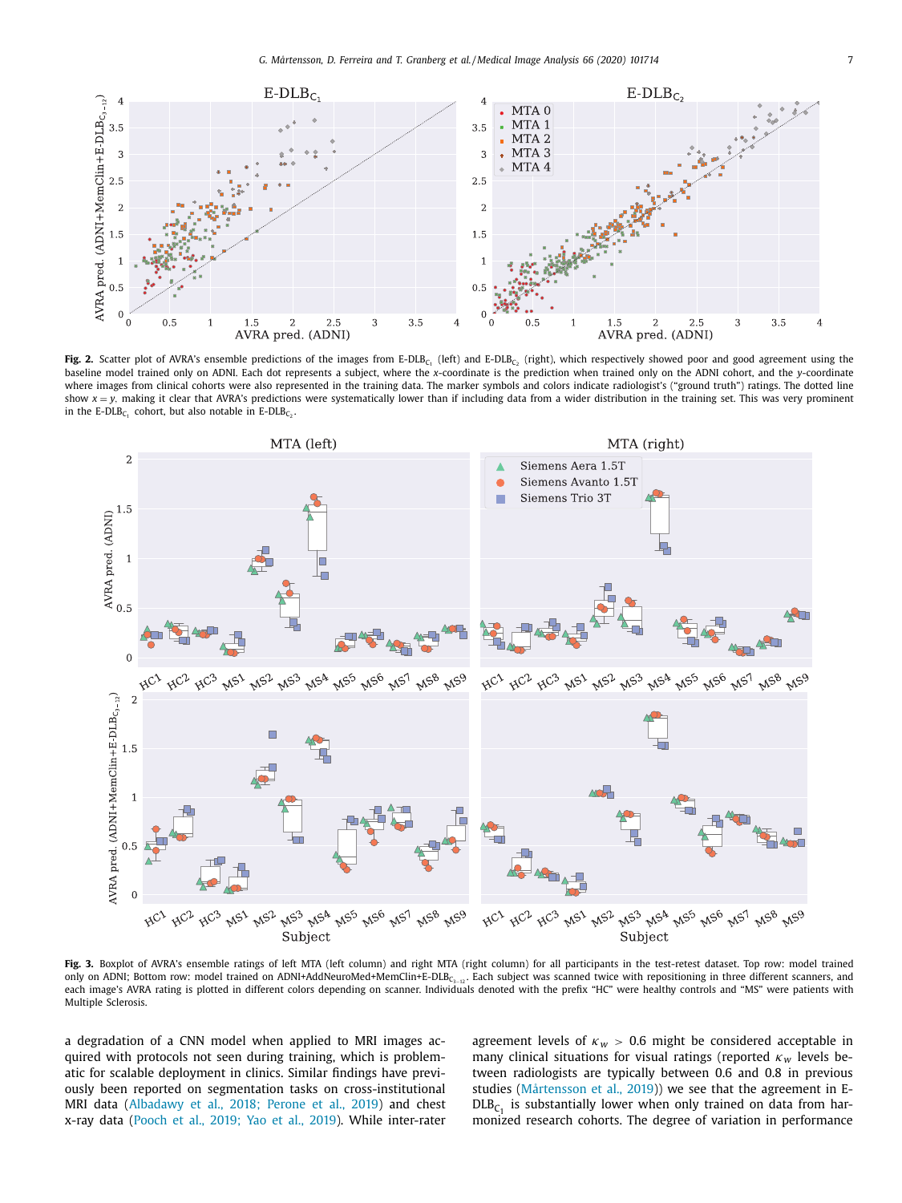**Fig. 2.** Scatter plot of AVRA's ensemble predictions of the images from E-DLB$_{C_1}$ (left) and E-DLB$_{C_2}$ (right), which respectively showed poor and good agreement using the baseline model trained only on ADNI. Each dot represents a subject, where the $x$-coordinate is the prediction when trained only on the ADNI cohort, and the $y$-coordinate where images from clinical cohorts were also represented in the training data. The marker symbols and colors indicate radiologist's ("ground truth") ratings. The dotted line show $x = y$. making it clear that AVRA's predictions were systematically lower than if including data from a wider distribution in the training set. This was very prominent in the E-DLB$_{C_1}$ cohort, but also notable in E-DLB$_{C_2}$.

**Fig. 3.** Boxplot of AVRA's ensemble ratings of left MTA (left column) and right MTA (right column) for all participants in the test-retest dataset. Top row: model trained only on ADNI; Bottom row: model trained on ADNI+AddNeuroMed+MemClin+E-DLB$_{C_{3-12}}$. Each subject was scanned twice with repositioning in three different scanners, and each image's AVRA rating is plotted in different colors depending on scanner. Individuals denoted with the prefix "HC" were healthy controls and "MS" were patients with Multiple Sclerosis.

a degradation of a CNN model when applied to MRI images acquired with protocols not seen during training, which is problematic for scalable deployment in clinics. Similar findings have previously been reported on segmentation tasks on cross-institutional MRI data (Albadawy et al., 2018; Perone et al., 2019) and chest x-ray data (Pooch et al., 2019; Yao et al., 2019). While inter-rater agreement levels of $\kappa_w > 0.6$ might be considered acceptable in many clinical situations for visual ratings (reported $\kappa_w$ levels between radiologists are typically between 0.6 and 0.8 in previous studies (Mårtensson et al., 2019)) we see that the agreement in E-DLB$_{C_1}$ is substantially lower when only trained on data from harmonized research cohorts. The degree of variation in performance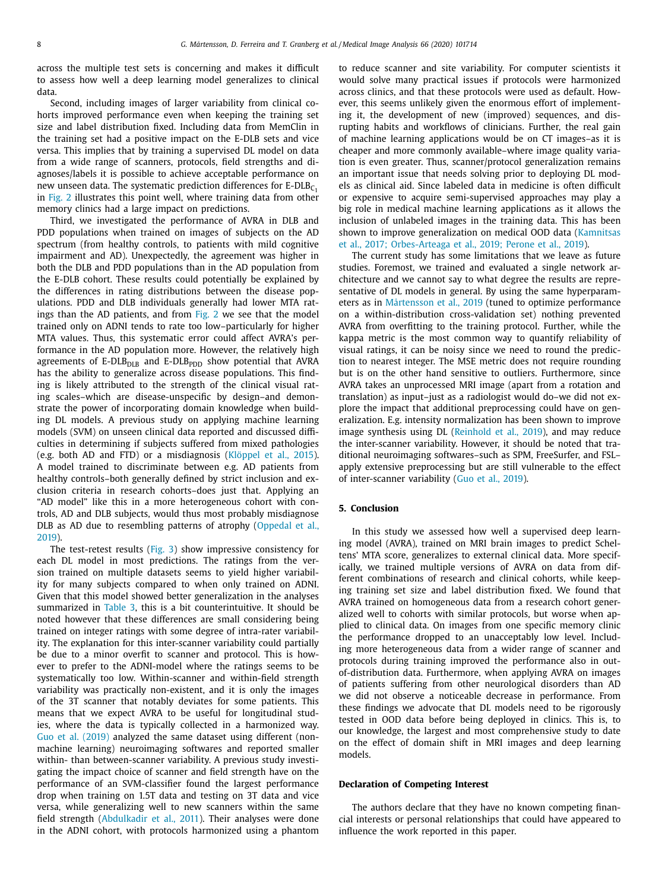across the multiple test sets is concerning and makes it difficult to assess how well a deep learning model generalizes to clinical data.

Second, including images of larger variability from clinical cohorts improved performance even when keeping the training set size and label distribution fixed. Including data from MemClin in the training set had a positive impact on the E-DLB sets and vice versa. This implies that by training a supervised DL model on data from a wide range of scanners, protocols, field strengths and diagnoses/labels it is possible to achieve acceptable performance on new unseen data. The systematic prediction differences for E-DLB$_{C_1}$ in Fig. 2 illustrates this point well, where training data from other memory clinics had a large impact on predictions.

Third, we investigated the performance of AVRA in DLB and PDD populations when trained on images of subjects on the AD spectrum (from healthy controls, to patients with mild cognitive impairment and AD). Unexpectedly, the agreement was higher in both the DLB and PDD populations than in the AD population from the E-DLB cohort. These results could potentially be explained by the differences in rating distributions between the disease populations. PDD and DLB individuals generally had lower MTA ratings than the AD patients, and from Fig. 2 we see that the model trained only on ADNI tends to rate too low–particularly for higher MTA values. Thus, this systematic error could affect AVRA's performance in the AD population more. However, the relatively high agreements of E-DLB$_{DLB}$ and E-DLB$_{PDD}$ show potential that AVRA has the ability to generalize across disease populations. This finding is likely attributed to the strength of the clinical visual rating scales–which are disease-unspecific by design–and demonstrate the power of incorporating domain knowledge when building DL models. A previous study on applying machine learning models (SVM) on unseen clinical data reported and discussed difficulties in determining if subjects suffered from mixed pathologies (e.g. both AD and FTD) or a misdiagnosis (Klöppel et al., 2015). A model trained to discriminate between e.g. AD patients from healthy controls–both generally defined by strict inclusion and exclusion criteria in research cohorts–does just that. Applying an "AD model" like this in a more heterogeneous cohort with controls, AD and DLB subjects, would thus most probably misdiagnose DLB as AD due to resembling patterns of atrophy (Oppedal et al., 2019).

The test-retest results (Fig. 3) show impressive consistency for each DL model in most predictions. The ratings from the version trained on multiple datasets seems to yield higher variability for many subjects compared to when only trained on ADNI. Given that this model showed better generalization in the analyses summarized in Table 3, this is a bit counterintuitive. It should be noted however that these differences are small considering being trained on integer ratings with some degree of intra-rater variability. The explanation for this inter-scanner variability could partially be due to a minor overfit to scanner and protocol. This is however to prefer to the ADNI-model where the ratings seems to be systematically too low. Within-scanner and within-field strength variability was practically non-existent, and it is only the images of the 3T scanner that notably deviates for some patients. This means that we expect AVRA to be useful for longitudinal studies, where the data is typically collected in a harmonized way. Guo et al. (2019) analyzed the same dataset using different (non-machine learning) neuroimaging softwares and reported smaller within- than between-scanner variability. A previous study investigating the impact choice of scanner and field strength have on the performance of an SVM-classifier found the largest performance drop when training on 1.5T data and testing on 3T data and vice versa, while generalizing well to new scanners within the same field strength (Abdulkadir et al., 2011). Their analyses were done in the ADNI cohort, with protocols harmonized using a phantom to reduce scanner and site variability. For computer scientists it would solve many practical issues if protocols were harmonized across clinics, and that these protocols were used as default. However, this seems unlikely given the enormous effort of implementing it, the development of new (improved) sequences, and disrupting habits and workflows of clinicians. Further, the real gain of machine learning applications would be on CT images–as it is cheaper and more commonly available–where image quality variation is even greater. Thus, scanner/protocol generalization remains an important issue that needs solving prior to deploying DL models as clinical aid. Since labeled data in medicine is often difficult or expensive to acquire semi-supervised approaches may play a big role in medical machine learning applications as it allows the inclusion of unlabeled images in the training data. This has been shown to improve generalization on medical OOD data (Kamnitsas et al., 2017; Orbes-Arteaga et al., 2019; Perone et al., 2019).

The current study has some limitations that we leave as future studies. Foremost, we trained and evaluated a single network architecture and we cannot say to what degree the results are representative of DL models in general. By using the same hyperparameters as in Mårtensson et al., 2019 (tuned to optimize performance on a within-distribution cross-validation set) nothing prevented AVRA from overfitting to the training protocol. Further, while the kappa metric is the most common way to quantify reliability of visual ratings, it can be noisy since we need to round the prediction to nearest integer. The MSE metric does not require rounding but is on the other hand sensitive to outliers. Furthermore, since AVRA takes an unprocessed MRI image (apart from a rotation and translation) as input–just as a radiologist would do–we did not explore the impact that additional preprocessing could have on generalization. E.g. intensity normalization has been shown to improve image synthesis using DL (Reinhold et al., 2019), and may reduce the inter-scanner variability. However, it should be noted that traditional neuroimaging softwares–such as SPM, FreeSurfer, and FSL–apply extensive preprocessing but are still vulnerable to the effect of inter-scanner variability (Guo et al., 2019).

## 5. Conclusion

In this study we assessed how well a supervised deep learning model (AVRA), trained on MRI brain images to predict Scheltens' MTA score, generalizes to external clinical data. More specifically, we trained multiple versions of AVRA on data from different combinations of research and clinical cohorts, while keeping training set size and label distribution fixed. We found that AVRA trained on homogeneous data from a research cohort generalized well to cohorts with similar protocols, but worse when applied to clinical data. On images from one specific memory clinic the performance dropped to an unacceptably low level. Including more heterogeneous data from a wider range of scanner and protocols during training improved the performance also in out-of-distribution data. Furthermore, when applying AVRA on images of patients suffering from other neurological disorders than AD we did not observe a noticeable decrease in performance. From these findings we advocate that DL models need to be rigorously tested in OOD data before being deployed in clinics. This is, to our knowledge, the largest and most comprehensive study to date on the effect of domain shift in MRI images and deep learning models.

## Declaration of Competing Interest

The authors declare that they have no known competing financial interests or personal relationships that could have appeared to influence the work reported in this paper.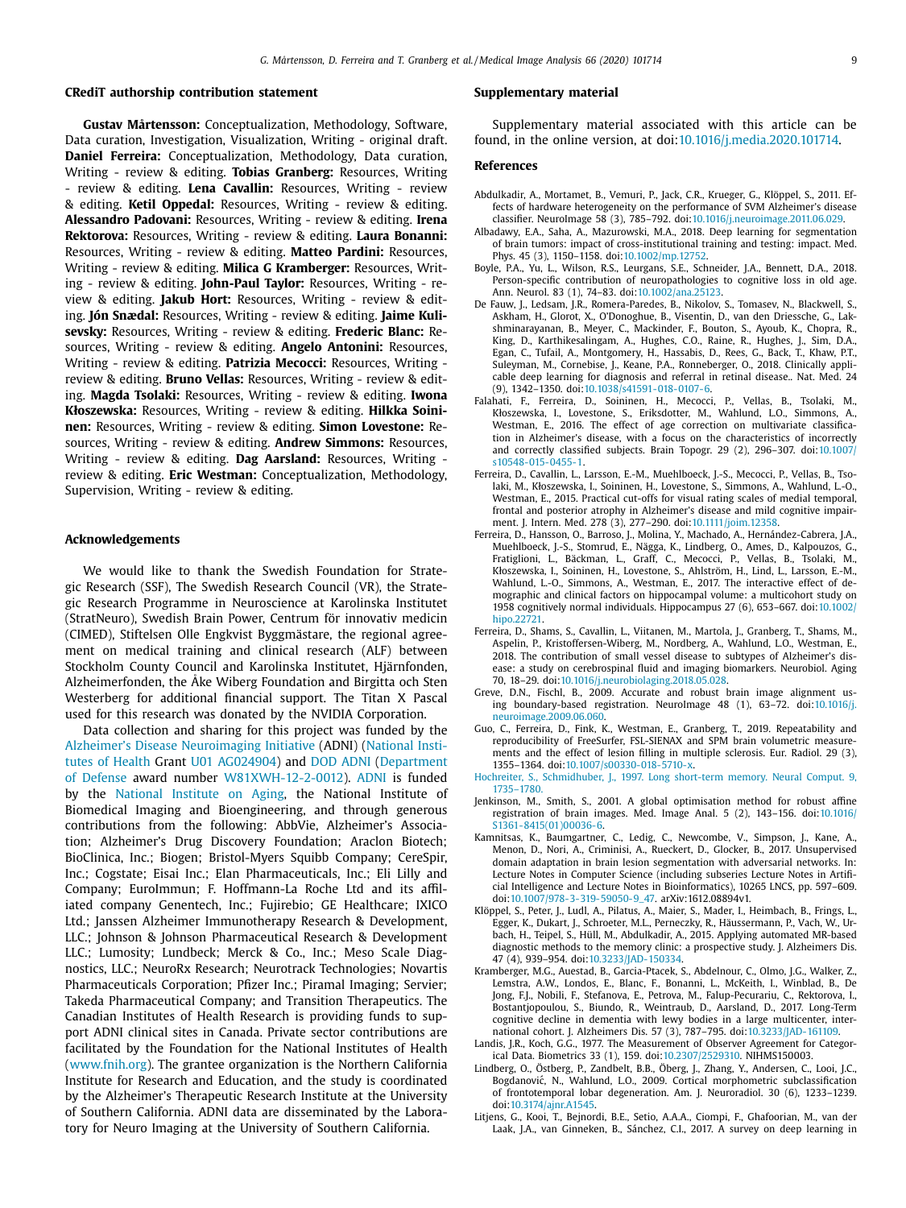## CRediT authorship contribution statement

**Gustav Mårtensson:** Conceptualization, Methodology, Software, Data curation, Investigation, Visualization, Writing - original draft. **Daniel Ferreira:** Conceptualization, Methodology, Data curation, Writing - review & editing. **Tobias Granberg:** Resources, Writing - review & editing. **Lena Cavallin:** Resources, Writing - review & editing. **Ketil Oppedal:** Resources, Writing - review & editing. **Alessandro Padovani:** Resources, Writing - review & editing. **Irena Rektorova:** Resources, Writing - review & editing. **Laura Bonanni:** Resources, Writing - review & editing. **Matteo Pardini:** Resources, Writing - review & editing. **Milica G Kramberger:** Resources, Writing - review & editing. **John-Paul Taylor:** Resources, Writing - review & editing. **Jakub Hort:** Resources, Writing - review & editing. **Jón Snædal:** Resources, Writing - review & editing. **Jaime Kulisevsky:** Resources, Writing - review & editing. **Frederic Blanc:** Resources, Writing - review & editing. **Angelo Antonini:** Resources, Writing - review & editing. **Patrizia Mecocci:** Resources, Writing - review & editing. **Bruno Vellas:** Resources, Writing - review & editing. **Magda Tsolaki:** Resources, Writing - review & editing. **Iwona Kłoszewska:** Resources, Writing - review & editing. **Hilkka Soininen:** Resources, Writing - review & editing. **Simon Lovestone:** Resources, Writing - review & editing. **Andrew Simmons:** Resources, Writing - review & editing. **Dag Aarsland:** Resources, Writing - review & editing. **Eric Westman:** Conceptualization, Methodology, Supervision, Writing - review & editing.

## Acknowledgements

We would like to thank the Swedish Foundation for Strategic Research (SSF), The Swedish Research Council (VR), the Strategic Research Programme in Neuroscience at Karolinska Institutet (StratNeuro), Swedish Brain Power, Centrum för innovativ medicin (CIMED), Stiftelsen Olle Engkvist Byggmästare, the regional agreement on medical training and clinical research (ALF) between Stockholm County Council and Karolinska Institutet, Hjärnfonden, Alzheimerfonden, the Åke Wiberg Foundation and Birgitta och Sten Westerberg for additional financial support. The Titan X Pascal used for this research was donated by the NVIDIA Corporation.

Data collection and sharing for this project was funded by the Alzheimer's Disease Neuroimaging Initiative (ADNI) (National Institutes of Health Grant U01 AG024904) and DOD ADNI (Department of Defense award number W81XWH-12-2-0012). ADNI is funded by the National Institute on Aging, the National Institute of Biomedical Imaging and Bioengineering, and through generous contributions from the following: AbbVie, Alzheimer's Association; Alzheimer's Drug Discovery Foundation; Araclon Biotech; BioClinica, Inc.; Biogen; Bristol-Myers Squibb Company; CereSpir, Inc.; Cogstate; Eisai Inc.; Elan Pharmaceuticals, Inc.; Eli Lilly and Company; EuroImmun; F. Hoffmann-La Roche Ltd and its affiliated company Genentech, Inc.; Fujirebio; GE Healthcare; IXICO Ltd.; Janssen Alzheimer Immunotherapy Research & Development, LLC.; Johnson & Johnson Pharmaceutical Research & Development LLC.; Lumosity; Lundbeck; Merck & Co., Inc.; Meso Scale Diagnostics, LLC.; NeuroRx Research; Neurotrack Technologies; Novartis Pharmaceuticals Corporation; Pfizer Inc.; Piramal Imaging; Servier; Takeda Pharmaceutical Company; and Transition Therapeutics. The Canadian Institutes of Health Research is providing funds to support ADNI clinical sites in Canada. Private sector contributions are facilitated by the Foundation for the National Institutes of Health (www.fnih.org). The grantee organization is the Northern California Institute for Research and Education, and the study is coordinated by the Alzheimer's Therapeutic Research Institute at the University of Southern California. ADNI data are disseminated by the Laboratory for Neuro Imaging at the University of Southern California.

## Supplementary material

Supplementary material associated with this article can be found, in the online version, at doi:10.1016/j.media.2020.101714.

## References

Abdulkadir, A., Mortamet, B., Vemuri, P., Jack, C.R., Krueger, G., Klöppel, S., 2011. Effects of hardware heterogeneity on the performance of SVM Alzheimer's disease classifier. NeuroImage 58 (3), 785–792. doi:10.1016/j.neuroimage.2011.06.029.

Albadawy, E.A., Saha, A., Mazurowski, M.A., 2018. Deep learning for segmentation of brain tumors: impact of cross-institutional training and testing: impact. Med. Phys. 45 (3), 1150–1158. doi:10.1002/mp.12752.

Boyle, P.A., Yu, L., Wilson, R.S., Leurgans, S.E., Schneider, J.A., Bennett, D.A., 2018. Person-specific contribution of neuropathologies to cognitive loss in old age. Ann. Neurol. 83 (1), 74–83. doi:10.1002/ana.25123.

De Fauw, J., Ledsam, J.R., Romera-Paredes, B., Nikolov, S., Tomasev, N., Blackwell, S., Askham, H., Glorot, X., O'Donoghue, B., Visentin, D., van den Driessche, G., Lakshminarayanan, B., Meyer, C., Mackinder, F., Bouton, S., Ayoub, K., Chopra, R., King, D., Karthikesalingam, A., Hughes, C.O., Raine, R., Hughes, J., Sim, D.A., Egan, C., Tufail, A., Montgomery, H., Hassabis, D., Rees, G., Back, T., Khaw, P.T., Suleyman, M., Cornebise, J., Keane, P.A., Ronneberger, O., 2018. Clinically applicable deep learning for diagnosis and referral in retinal disease.. Nat. Med. 24 (9), 1342–1350. doi:10.1038/s41591-018-0107-6.

Falahati, F., Ferreira, D., Soininen, H., Mecocci, P., Vellas, B., Tsolaki, M., Kłoszewska, I., Lovestone, S., Eriksdotter, M., Wahlund, L.O., Simmons, A., Westman, E., 2016. The effect of age correction on multivariate classification in Alzheimer's disease, with a focus on the characteristics of incorrectly and correctly classified subjects. Brain Topogr. 29 (2), 296–307. doi:10.1007/s10548-015-0455-1.

Ferreira, D., Cavallin, L., Larsson, E.-M., Muehlboeck, J.-S., Mecocci, P., Vellas, B., Tsolaki, M., Kłoszewska, I., Soininen, H., Lovestone, S., Simmons, A., Wahlund, L.-O., Westman, E., 2015. Practical cut-offs for visual rating scales of medial temporal, frontal and posterior atrophy in Alzheimer's disease and mild cognitive impairment. J. Intern. Med. 278 (3), 277–290. doi:10.1111/joim.12358.

Ferreira, D., Hansson, O., Barroso, J., Molina, Y., Machado, A., Hernández-Cabrera, J.A., Muehlboeck, J.-S., Stomrud, E., Nägga, K., Lindberg, O., Ames, D., Kalpouzos, G., Fratiglioni, L., Bäckman, L., Graff, C., Mecocci, P., Vellas, B., Tsolaki, M., Kłoszewska, I., Soininen, H., Lovestone, S., Ahlström, H., Lind, L., Larsson, E.-M., Wahlund, L.-O., Simmons, A., Westman, E., 2017. The interactive effect of demographic and clinical factors on hippocampal volume: a multicohort study on 1958 cognitively normal individuals. Hippocampus 27 (6), 653–667. doi:10.1002/hipo.22721.

Ferreira, D., Shams, S., Cavallin, L., Viitanen, M., Martola, J., Granberg, T., Shams, M., Aspelin, P., Kristoffersen-Wiberg, M., Nordberg, A., Wahlund, L.O., Westman, E., 2018. The contribution of small vessel disease to subtypes of Alzheimer's disease: a study on cerebrospinal fluid and imaging biomarkers. Neurobiol. Aging 70, 18–29. doi:10.1016/j.neurobiolaging.2018.05.028.

Greve, D.N., Fischl, B., 2009. Accurate and robust brain image alignment using boundary-based registration. NeuroImage 48 (1), 63–72. doi:10.1016/j.neuroimage.2009.06.060.

Guo, C., Ferreira, D., Fink, K., Westman, E., Granberg, T., 2019. Repeatability and reproducibility of FreeSurfer, FSL-SIENAX and SPM brain volumetric measurements and the effect of lesion filling in multiple sclerosis. Eur. Radiol. 29 (3), 1355–1364. doi:10.1007/s00330-018-5710-x.

Hochreiter, S., Schmidhuber, J., 1997. Long short-term memory. Neural Comput. 9, 1735–1780.

Jenkinson, M., Smith, S., 2001. A global optimisation method for robust affine registration of brain images. Med. Image Anal. 5 (2), 143–156. doi:10.1016/S1361-8415(01)00036-6.

Kamnitsas, K., Baumgartner, C., Ledig, C., Newcombe, V., Simpson, J., Kane, A., Menon, D., Nori, A., Criminisi, A., Rueckert, D., Glocker, B., 2017. Unsupervised domain adaptation in brain lesion segmentation with adversarial networks. In: Lecture Notes in Computer Science (including subseries Lecture Notes in Artificial Intelligence and Lecture Notes in Bioinformatics), 10265 LNCS, pp. 597–609. doi:10.1007/978-3-319-59050-9_47. arXiv:1612.08894v1.

Klöppel, S., Peter, J., Ludl, A., Pilatus, A., Maier, S., Mader, I., Heimbach, B., Frings, L., Egger, K., Dukart, J., Schroeter, M.L., Perneczky, R., Häussermann, P., Vach, W., Urbach, H., Teipel, S., Hüll, M., Abdulkadir, A., 2015. Applying automated MR-based diagnostic methods to the memory clinic: a prospective study. J. Alzheimers Dis. 47 (4), 939–954. doi:10.3233/JAD-150334.

Kramberger, M.G., Auestad, B., Garcia-Ptacek, S., Abdelnour, C., Olmo, J.G., Walker, Z., Lemstra, A.W., Londos, E., Blanc, F., Bonanni, L., McKeith, I., Winblad, B., De Jong, F.J., Nobili, F., Stefanova, E., Petrova, M., Falup-Pecurariu, C., Rektorova, I., Bostantjopoulou, S., Biundo, R., Weintraub, D., Aarsland, D., 2017. Long-Term cognitive decline in dementia with lewy bodies in a large multicenter, international cohort. J. Alzheimers Dis. 57 (3), 787–795. doi:10.3233/JAD-161109.

Landis, J.R., Koch, G.G., 1977. The Measurement of Observer Agreement for Categorical Data. Biometrics 33 (1), 159. doi:10.2307/2529310. NIHMS150003.

Lindberg, O., Östberg, P., Zandbelt, B.B., Öberg, J., Zhang, Y., Andersen, C., Looi, J.C., Bogdanović, N., Wahlund, L.O., 2009. Cortical morphometric subclassification of frontotemporal lobar degeneration. Am. J. Neuroradiol. 30 (6), 1233–1239. doi:10.3174/ajnr.A1545.

Litjens, G., Kooi, T., Bejnordi, B.E., Setio, A.A.A., Ciompi, F., Ghafoorian, M., van der Laak, J.A., van Ginneken, B., Sánchez, C.I., 2017. A survey on deep learning in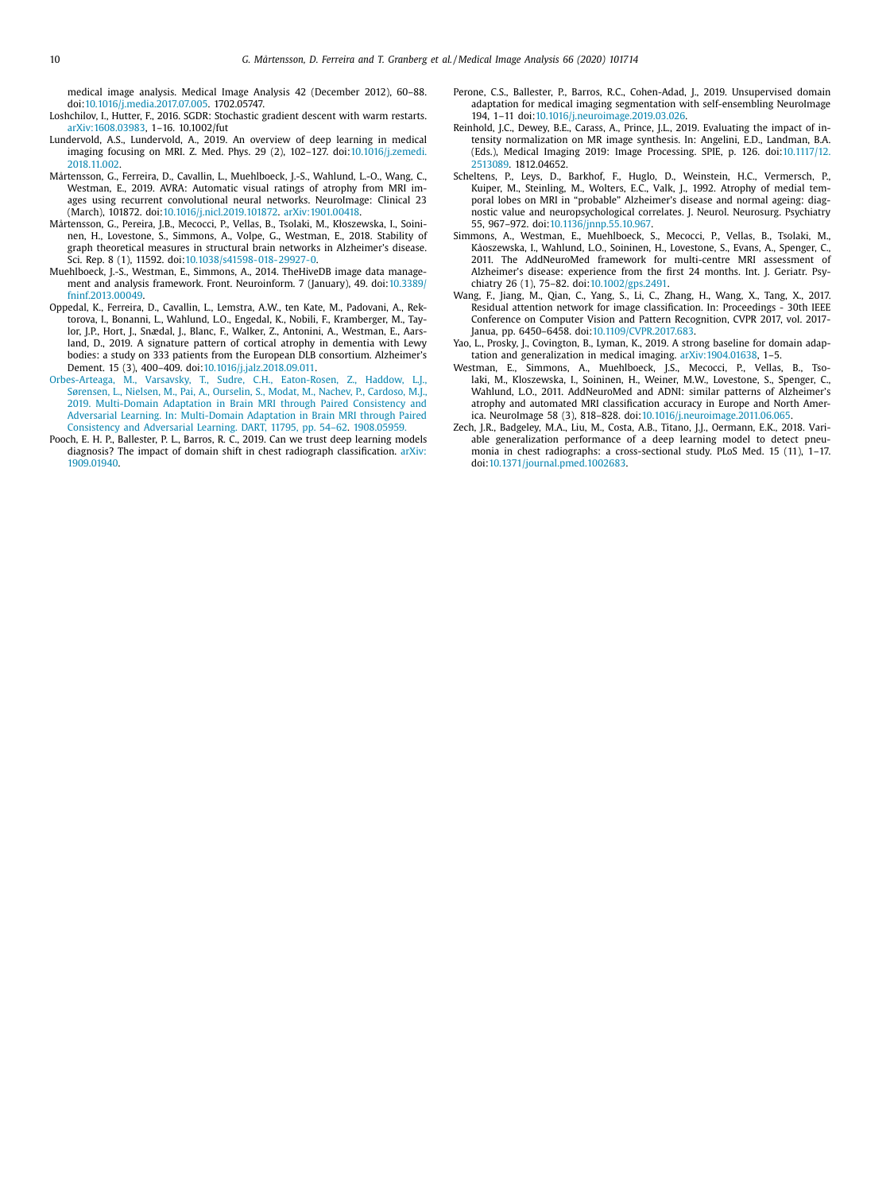medical image analysis. Medical Image Analysis 42 (December 2012), 60–88. doi:10.1016/j.media.2017.07.005. 1702.05747.

Loshchilov, I., Hutter, F., 2016. SGDR: Stochastic gradient descent with warm restarts. arXiv:1608.03983, 1–16. 10.1002/fut

Lundervold, A.S., Lundervold, A., 2019. An overview of deep learning in medical imaging focusing on MRI. Z. Med. Phys. 29 (2), 102–127. doi:10.1016/j.zemedi.2018.11.002.

Mårtensson, G., Ferreira, D., Cavallin, L., Muehlboeck, J.-S., Wahlund, L.-O., Wang, C., Westman, E., 2019. AVRA: Automatic visual ratings of atrophy from MRI images using recurrent convolutional neural networks. NeuroImage: Clinical 23 (March), 101872. doi:10.1016/j.nicl.2019.101872. arXiv:1901.00418.

Mårtensson, G., Pereira, J.B., Mecocci, P., Vellas, B., Tsolaki, M., Kłoszewska, I., Soininen, H., Lovestone, S., Simmons, A., Volpe, G., Westman, E., 2018. Stability of graph theoretical measures in structural brain networks in Alzheimer's disease. Sci. Rep. 8 (1), 11592. doi:10.1038/s41598-018-29927-0.

Muehlboeck, J.-S., Westman, E., Simmons, A., 2014. TheHiveDB image data management and analysis framework. Front. Neuroinform. 7 (January), 49. doi:10.3389/fninf.2013.00049.

Oppedal, K., Ferreira, D., Cavallin, L., Lemstra, A.W., ten Kate, M., Padovani, A., Rektorova, I., Bonanni, L., Wahlund, L.O., Engedal, K., Nobili, F., Kramberger, M., Taylor, J.P., Hort, J., Snædal, J., Blanc, F., Walker, Z., Antonini, A., Westman, E., Aarsland, D., 2019. A signature pattern of cortical atrophy in dementia with Lewy bodies: a study on 333 patients from the European DLB consortium. Alzheimer's Dement. 15 (3), 400–409. doi:10.1016/j.jalz.2018.09.011.

Orbes-Arteaga, M., Varsavsky, T., Sudre, C.H., Eaton-Rosen, Z., Haddow, L.J., Sørensen, L., Nielsen, M., Pai, A., Ourselin, S., Modat, M., Nachev, P., Cardoso, M.J., 2019. Multi-Domain Adaptation in Brain MRI through Paired Consistency and Adversarial Learning. In: Multi-Domain Adaptation in Brain MRI through Paired Consistency and Adversarial Learning. DART, 11795, pp. 54–62. 1908.05959.

Pooch, E. H. P., Ballester, P. L., Barros, R. C., 2019. Can we trust deep learning models diagnosis? The impact of domain shift in chest radiograph classification. arXiv:1909.01940.

Perone, C.S., Ballester, P., Barros, R.C., Cohen-Adad, J., 2019. Unsupervised domain adaptation for medical imaging segmentation with self-ensembling NeuroImage 194, 1–11 doi:10.1016/j.neuroimage.2019.03.026.

Reinhold, J.C., Dewey, B.E., Carass, A., Prince, J.L., 2019. Evaluating the impact of intensity normalization on MR image synthesis. In: Angelini, E.D., Landman, B.A. (Eds.), Medical Imaging 2019: Image Processing. SPIE, p. 126. doi:10.1117/12.2513089. 1812.04652.

Scheltens, P., Leys, D., Barkhof, F., Huglo, D., Weinstein, H.C., Vermersch, P., Kuiper, M., Steinling, M., Wolters, E.C., Valk, J., 1992. Atrophy of medial temporal lobes on MRI in "probable" Alzheimer's disease and normal ageing: diagnostic value and neuropsychological correlates. J. Neurol. Neurosurg. Psychiatry 55, 967–972. doi:10.1136/jnnp.55.10.967.

Simmons, A., Westman, E., Muehlboeck, S., Mecocci, P., Vellas, B., Tsolaki, M., Kåoszewska, I., Wahlund, L.O., Soininen, H., Lovestone, S., Evans, A., Spenger, C., 2011. The AddNeuroMed framework for multi-centre MRI assessment of Alzheimer's disease: experience from the first 24 months. Int. J. Geriatr. Psychiatry 26 (1), 75–82. doi:10.1002/gps.2491.

Wang, F., Jiang, M., Qian, C., Yang, S., Li, C., Zhang, H., Wang, X., Tang, X., 2017. Residual attention network for image classification. In: Proceedings - 30th IEEE Conference on Computer Vision and Pattern Recognition, CVPR 2017, vol. 2017-Janua, pp. 6450–6458. doi:10.1109/CVPR.2017.683.

Yao, L., Prosky, J., Covington, B., Lyman, K., 2019. A strong baseline for domain adaptation and generalization in medical imaging. arXiv:1904.01638, 1–5.

Westman, E., Simmons, A., Muehlboeck, J.S., Mecocci, P., Vellas, B., Tsolaki, M., Kloszewska, I., Soininen, H., Weiner, M.W., Lovestone, S., Spenger, C., Wahlund, L.O., 2011. AddNeuroMed and ADNI: similar patterns of Alzheimer's atrophy and automated MRI classification accuracy in Europe and North America. NeuroImage 58 (3), 818–828. doi:10.1016/j.neuroimage.2011.06.065.

Zech, J.R., Badgeley, M.A., Liu, M., Costa, A.B., Titano, J.J., Oermann, E.K., 2018. Variable generalization performance of a deep learning model to detect pneumonia in chest radiographs: a cross-sectional study. PLoS Med. 15 (11), 1–17. doi:10.1371/journal.pmed.1002683.